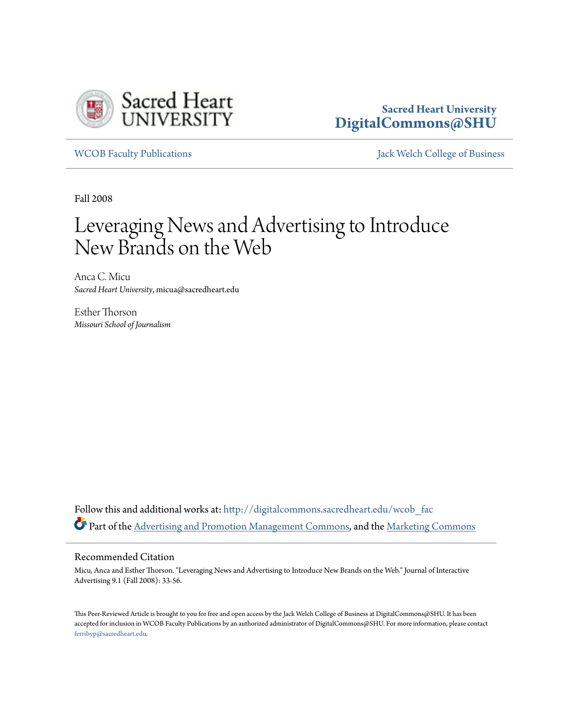Sacred Heart University
DigitalCommons@SHU

WCOB Faculty Publications

Jack Welch College of Business

Fall 2008

# Leveraging News and Advertising to Introduce New Brands on the Web

Anca C. Micu
*Sacred Heart University*, micua@sacredheart.edu

Esther Thorson
*Missouri School of Journalism*

Follow this and additional works at: http://digitalcommons.sacredheart.edu/wcob_fac

Part of the Advertising and Promotion Management Commons, and the Marketing Commons

## Recommended Citation

Micu, Anca and Esther Thorson. "Leveraging News and Advertising to Introduce New Brands on the Web." Journal of Interactive Advertising 9.1 (Fall 2008): 33-56.

This Peer-Reviewed Article is brought to you for free and open access by the Jack Welch College of Business at DigitalCommons@SHU. It has been accepted for inclusion in WCOB Faculty Publications by an authorized administrator of DigitalCommons@SHU. For more information, please contact ferribyp@sacredheart.edu.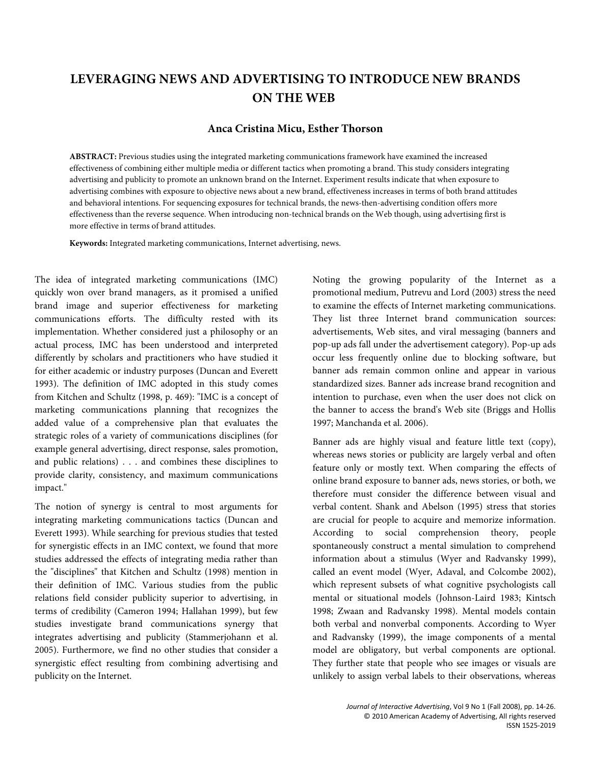# LEVERAGING NEWS AND ADVERTISING TO INTRODUCE NEW BRANDS ON THE WEB

**Anca Cristina Micu, Esther Thorson**

**ABSTRACT:** Previous studies using the integrated marketing communications framework have examined the increased effectiveness of combining either multiple media or different tactics when promoting a brand. This study considers integrating advertising and publicity to promote an unknown brand on the Internet. Experiment results indicate that when exposure to advertising combines with exposure to objective news about a new brand, effectiveness increases in terms of both brand attitudes and behavioral intentions. For sequencing exposures for technical brands, the news-then-advertising condition offers more effectiveness than the reverse sequence. When introducing non-technical brands on the Web though, using advertising first is more effective in terms of brand attitudes.

**Keywords:** Integrated marketing communications, Internet advertising, news.

The idea of integrated marketing communications (IMC) quickly won over brand managers, as it promised a unified brand image and superior effectiveness for marketing communications efforts. The difficulty rested with its implementation. Whether considered just a philosophy or an actual process, IMC has been understood and interpreted differently by scholars and practitioners who have studied it for either academic or industry purposes (Duncan and Everett 1993). The definition of IMC adopted in this study comes from Kitchen and Schultz (1998, p. 469): "IMC is a concept of marketing communications planning that recognizes the added value of a comprehensive plan that evaluates the strategic roles of a variety of communications disciplines (for example general advertising, direct response, sales promotion, and public relations) . . . and combines these disciplines to provide clarity, consistency, and maximum communications impact."

The notion of synergy is central to most arguments for integrating marketing communications tactics (Duncan and Everett 1993). While searching for previous studies that tested for synergistic effects in an IMC context, we found that more studies addressed the effects of integrating media rather than the "disciplines" that Kitchen and Schultz (1998) mention in their definition of IMC. Various studies from the public relations field consider publicity superior to advertising, in terms of credibility (Cameron 1994; Hallahan 1999), but few studies investigate brand communications synergy that integrates advertising and publicity (Stammerjohann et al. 2005). Furthermore, we find no other studies that consider a synergistic effect resulting from combining advertising and publicity on the Internet.

Noting the growing popularity of the Internet as a promotional medium, Putrevu and Lord (2003) stress the need to examine the effects of Internet marketing communications. They list three Internet brand communication sources: advertisements, Web sites, and viral messaging (banners and pop-up ads fall under the advertisement category). Pop-up ads occur less frequently online due to blocking software, but banner ads remain common online and appear in various standardized sizes. Banner ads increase brand recognition and intention to purchase, even when the user does not click on the banner to access the brand's Web site (Briggs and Hollis 1997; Manchanda et al. 2006).

Banner ads are highly visual and feature little text (copy), whereas news stories or publicity are largely verbal and often feature only or mostly text. When comparing the effects of online brand exposure to banner ads, news stories, or both, we therefore must consider the difference between visual and verbal content. Shank and Abelson (1995) stress that stories are crucial for people to acquire and memorize information. According to social comprehension theory, people spontaneously construct a mental simulation to comprehend information about a stimulus (Wyer and Radvansky 1999), called an event model (Wyer, Adaval, and Colcombe 2002), which represent subsets of what cognitive psychologists call mental or situational models (Johnson-Laird 1983; Kintsch 1998; Zwaan and Radvansky 1998). Mental models contain both verbal and nonverbal components. According to Wyer and Radvansky (1999), the image components of a mental model are obligatory, but verbal components are optional. They further state that people who see images or visuals are unlikely to assign verbal labels to their observations, whereas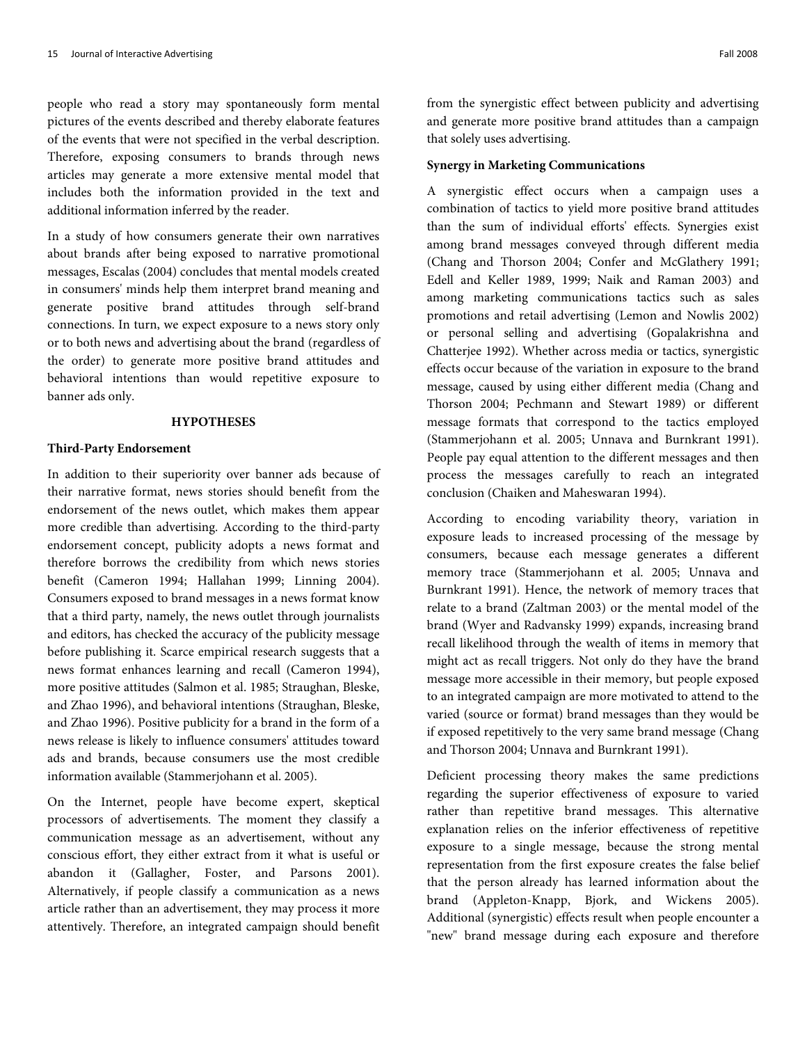people who read a story may spontaneously form mental pictures of the events described and thereby elaborate features of the events that were not specified in the verbal description. Therefore, exposing consumers to brands through news articles may generate a more extensive mental model that includes both the information provided in the text and additional information inferred by the reader.

In a study of how consumers generate their own narratives about brands after being exposed to narrative promotional messages, Escalas (2004) concludes that mental models created in consumers' minds help them interpret brand meaning and generate positive brand attitudes through self-brand connections. In turn, we expect exposure to a news story only or to both news and advertising about the brand (regardless of the order) to generate more positive brand attitudes and behavioral intentions than would repetitive exposure to banner ads only.

## HYPOTHESES

### Third-Party Endorsement

In addition to their superiority over banner ads because of their narrative format, news stories should benefit from the endorsement of the news outlet, which makes them appear more credible than advertising. According to the third-party endorsement concept, publicity adopts a news format and therefore borrows the credibility from which news stories benefit (Cameron 1994; Hallahan 1999; Linning 2004). Consumers exposed to brand messages in a news format know that a third party, namely, the news outlet through journalists and editors, has checked the accuracy of the publicity message before publishing it. Scarce empirical research suggests that a news format enhances learning and recall (Cameron 1994), more positive attitudes (Salmon et al. 1985; Straughan, Bleske, and Zhao 1996), and behavioral intentions (Straughan, Bleske, and Zhao 1996). Positive publicity for a brand in the form of a news release is likely to influence consumers' attitudes toward ads and brands, because consumers use the most credible information available (Stammerjohann et al. 2005).

On the Internet, people have become expert, skeptical processors of advertisements. The moment they classify a communication message as an advertisement, without any conscious effort, they either extract from it what is useful or abandon it (Gallagher, Foster, and Parsons 2001). Alternatively, if people classify a communication as a news article rather than an advertisement, they may process it more attentively. Therefore, an integrated campaign should benefit from the synergistic effect between publicity and advertising and generate more positive brand attitudes than a campaign that solely uses advertising.

### Synergy in Marketing Communications

A synergistic effect occurs when a campaign uses a combination of tactics to yield more positive brand attitudes than the sum of individual efforts' effects. Synergies exist among brand messages conveyed through different media (Chang and Thorson 2004; Confer and McGlathery 1991; Edell and Keller 1989, 1999; Naik and Raman 2003) and among marketing communications tactics such as sales promotions and retail advertising (Lemon and Nowlis 2002) or personal selling and advertising (Gopalakrishna and Chatterjee 1992). Whether across media or tactics, synergistic effects occur because of the variation in exposure to the brand message, caused by using either different media (Chang and Thorson 2004; Pechmann and Stewart 1989) or different message formats that correspond to the tactics employed (Stammerjohann et al. 2005; Unnava and Burnkrant 1991). People pay equal attention to the different messages and then process the messages carefully to reach an integrated conclusion (Chaiken and Maheswaran 1994).

According to encoding variability theory, variation in exposure leads to increased processing of the message by consumers, because each message generates a different memory trace (Stammerjohann et al. 2005; Unnava and Burnkrant 1991). Hence, the network of memory traces that relate to a brand (Zaltman 2003) or the mental model of the brand (Wyer and Radvansky 1999) expands, increasing brand recall likelihood through the wealth of items in memory that might act as recall triggers. Not only do they have the brand message more accessible in their memory, but people exposed to an integrated campaign are more motivated to attend to the varied (source or format) brand messages than they would be if exposed repetitively to the very same brand message (Chang and Thorson 2004; Unnava and Burnkrant 1991).

Deficient processing theory makes the same predictions regarding the superior effectiveness of exposure to varied rather than repetitive brand messages. This alternative explanation relies on the inferior effectiveness of repetitive exposure to a single message, because the strong mental representation from the first exposure creates the false belief that the person already has learned information about the brand (Appleton-Knapp, Bjork, and Wickens 2005). Additional (synergistic) effects result when people encounter a "new" brand message during each exposure and therefore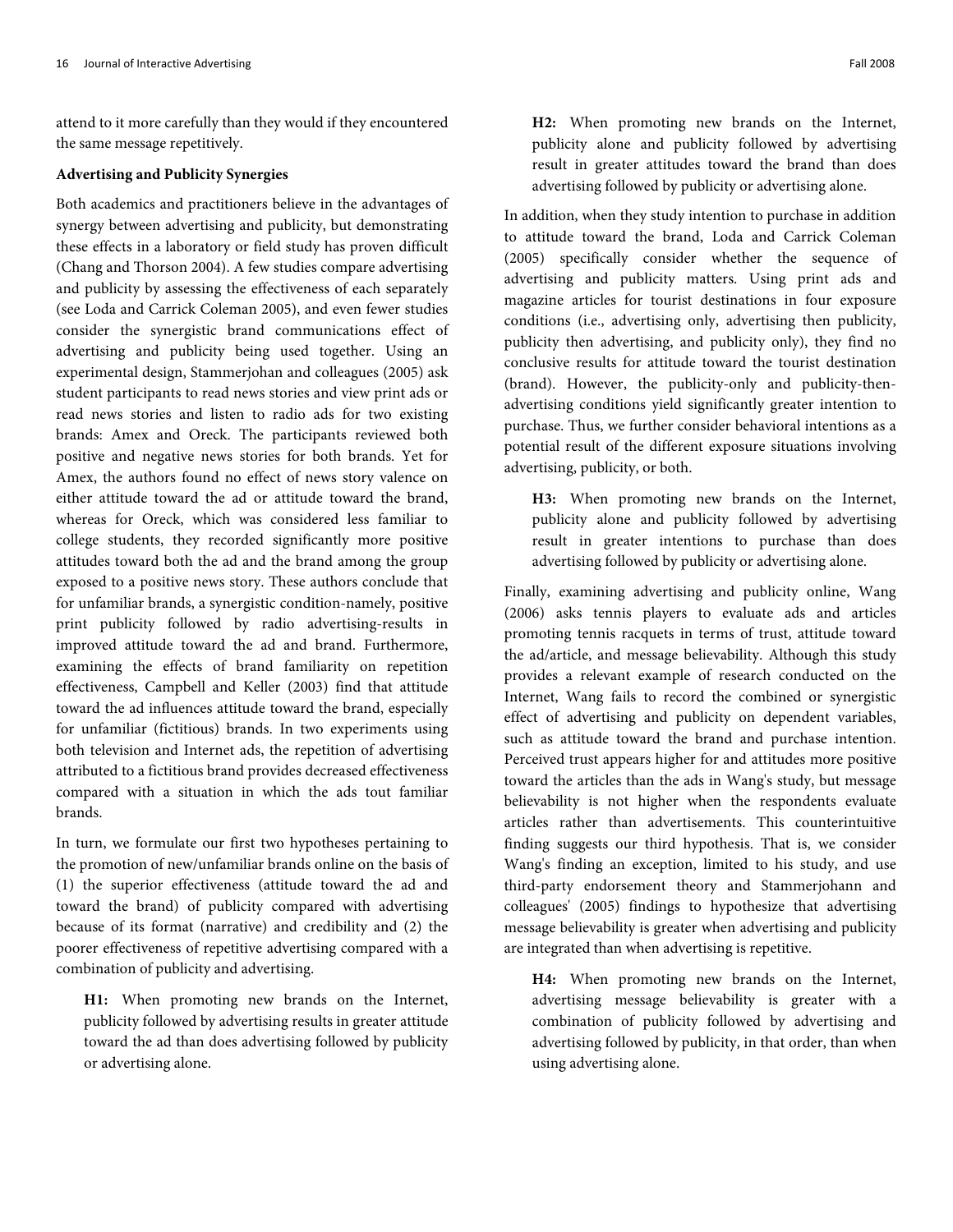attend to it more carefully than they would if they encountered the same message repetitively.

**Advertising and Publicity Synergies**

Both academics and practitioners believe in the advantages of synergy between advertising and publicity, but demonstrating these effects in a laboratory or field study has proven difficult (Chang and Thorson 2004). A few studies compare advertising and publicity by assessing the effectiveness of each separately (see Loda and Carrick Coleman 2005), and even fewer studies consider the synergistic brand communications effect of advertising and publicity being used together. Using an experimental design, Stammerjohan and colleagues (2005) ask student participants to read news stories and view print ads or read news stories and listen to radio ads for two existing brands: Amex and Oreck. The participants reviewed both positive and negative news stories for both brands. Yet for Amex, the authors found no effect of news story valence on either attitude toward the ad or attitude toward the brand, whereas for Oreck, which was considered less familiar to college students, they recorded significantly more positive attitudes toward both the ad and the brand among the group exposed to a positive news story. These authors conclude that for unfamiliar brands, a synergistic condition-namely, positive print publicity followed by radio advertising-results in improved attitude toward the ad and brand. Furthermore, examining the effects of brand familiarity on repetition effectiveness, Campbell and Keller (2003) find that attitude toward the ad influences attitude toward the brand, especially for unfamiliar (fictitious) brands. In two experiments using both television and Internet ads, the repetition of advertising attributed to a fictitious brand provides decreased effectiveness compared with a situation in which the ads tout familiar brands.

In turn, we formulate our first two hypotheses pertaining to the promotion of new/unfamiliar brands online on the basis of (1) the superior effectiveness (attitude toward the ad and toward the brand) of publicity compared with advertising because of its format (narrative) and credibility and (2) the poorer effectiveness of repetitive advertising compared with a combination of publicity and advertising.

> **H1:** When promoting new brands on the Internet, publicity followed by advertising results in greater attitude toward the ad than does advertising followed by publicity or advertising alone.

> **H2:** When promoting new brands on the Internet, publicity alone and publicity followed by advertising result in greater attitudes toward the brand than does advertising followed by publicity or advertising alone.

In addition, when they study intention to purchase in addition to attitude toward the brand, Loda and Carrick Coleman (2005) specifically consider whether the sequence of advertising and publicity matters. Using print ads and magazine articles for tourist destinations in four exposure conditions (i.e., advertising only, advertising then publicity, publicity then advertising, and publicity only), they find no conclusive results for attitude toward the tourist destination (brand). However, the publicity-only and publicity-then-advertising conditions yield significantly greater intention to purchase. Thus, we further consider behavioral intentions as a potential result of the different exposure situations involving advertising, publicity, or both.

> **H3:** When promoting new brands on the Internet, publicity alone and publicity followed by advertising result in greater intentions to purchase than does advertising followed by publicity or advertising alone.

Finally, examining advertising and publicity online, Wang (2006) asks tennis players to evaluate ads and articles promoting tennis racquets in terms of trust, attitude toward the ad/article, and message believability. Although this study provides a relevant example of research conducted on the Internet, Wang fails to record the combined or synergistic effect of advertising and publicity on dependent variables, such as attitude toward the brand and purchase intention. Perceived trust appears higher for and attitudes more positive toward the articles than the ads in Wang's study, but message believability is not higher when the respondents evaluate articles rather than advertisements. This counterintuitive finding suggests our third hypothesis. That is, we consider Wang's finding an exception, limited to his study, and use third-party endorsement theory and Stammerjohann and colleagues' (2005) findings to hypothesize that advertising message believability is greater when advertising and publicity are integrated than when advertising is repetitive.

> **H4:** When promoting new brands on the Internet, advertising message believability is greater with a combination of publicity followed by advertising and advertising followed by publicity, in that order, than when using advertising alone.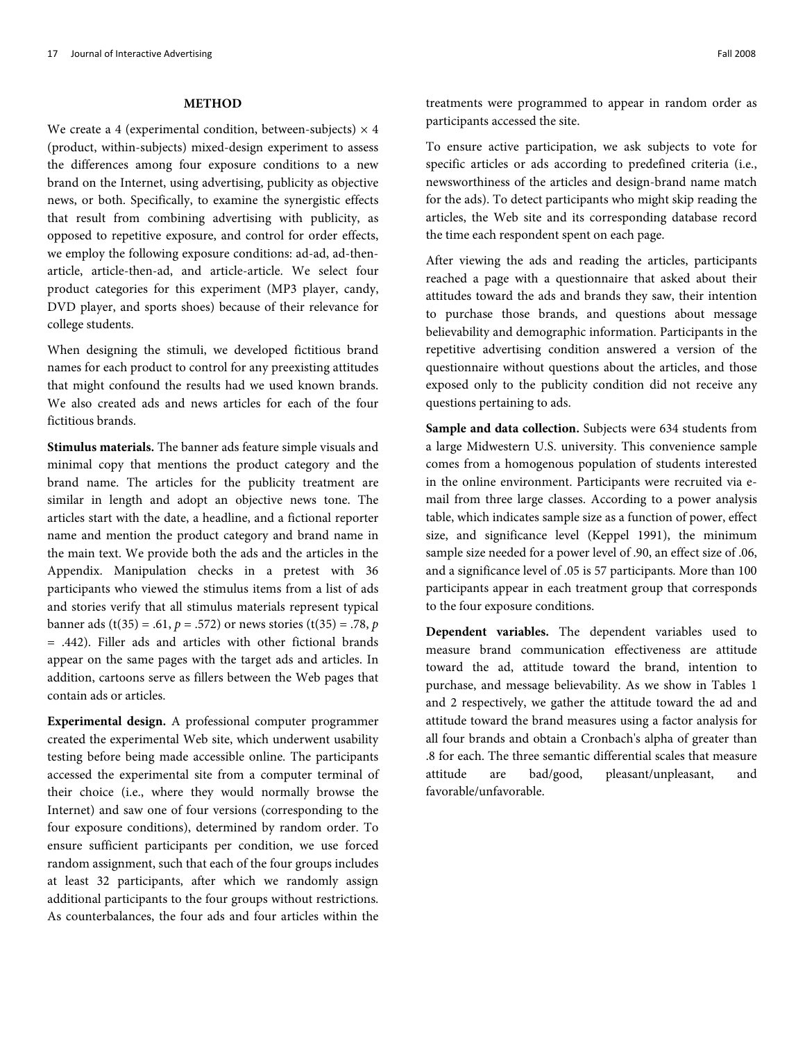## METHOD

We create a 4 (experimental condition, between-subjects) × 4 (product, within-subjects) mixed-design experiment to assess the differences among four exposure conditions to a new brand on the Internet, using advertising, publicity as objective news, or both. Specifically, to examine the synergistic effects that result from combining advertising with publicity, as opposed to repetitive exposure, and control for order effects, we employ the following exposure conditions: ad-ad, ad-then-article, article-then-ad, and article-article. We select four product categories for this experiment (MP3 player, candy, DVD player, and sports shoes) because of their relevance for college students.

When designing the stimuli, we developed fictitious brand names for each product to control for any preexisting attitudes that might confound the results had we used known brands. We also created ads and news articles for each of the four fictitious brands.

**Stimulus materials.** The banner ads feature simple visuals and minimal copy that mentions the product category and the brand name. The articles for the publicity treatment are similar in length and adopt an objective news tone. The articles start with the date, a headline, and a fictional reporter name and mention the product category and brand name in the main text. We provide both the ads and the articles in the Appendix. Manipulation checks in a pretest with 36 participants who viewed the stimulus items from a list of ads and stories verify that all stimulus materials represent typical banner ads ($t(35) = .61$, $p = .572$) or news stories ($t(35) = .78$, $p = .442$). Filler ads and articles with other fictional brands appear on the same pages with the target ads and articles. In addition, cartoons serve as fillers between the Web pages that contain ads or articles.

**Experimental design.** A professional computer programmer created the experimental Web site, which underwent usability testing before being made accessible online. The participants accessed the experimental site from a computer terminal of their choice (i.e., where they would normally browse the Internet) and saw one of four versions (corresponding to the four exposure conditions), determined by random order. To ensure sufficient participants per condition, we use forced random assignment, such that each of the four groups includes at least 32 participants, after which we randomly assign additional participants to the four groups without restrictions. As counterbalances, the four ads and four articles within the treatments were programmed to appear in random order as participants accessed the site.

To ensure active participation, we ask subjects to vote for specific articles or ads according to predefined criteria (i.e., newsworthiness of the articles and design-brand name match for the ads). To detect participants who might skip reading the articles, the Web site and its corresponding database record the time each respondent spent on each page.

After viewing the ads and reading the articles, participants reached a page with a questionnaire that asked about their attitudes toward the ads and brands they saw, their intention to purchase those brands, and questions about message believability and demographic information. Participants in the repetitive advertising condition answered a version of the questionnaire without questions about the articles, and those exposed only to the publicity condition did not receive any questions pertaining to ads.

**Sample and data collection.** Subjects were 634 students from a large Midwestern U.S. university. This convenience sample comes from a homogenous population of students interested in the online environment. Participants were recruited via e-mail from three large classes. According to a power analysis table, which indicates sample size as a function of power, effect size, and significance level (Keppel 1991), the minimum sample size needed for a power level of .90, an effect size of .06, and a significance level of .05 is 57 participants. More than 100 participants appear in each treatment group that corresponds to the four exposure conditions.

**Dependent variables.** The dependent variables used to measure brand communication effectiveness are attitude toward the ad, attitude toward the brand, intention to purchase, and message believability. As we show in Tables 1 and 2 respectively, we gather the attitude toward the ad and attitude toward the brand measures using a factor analysis for all four brands and obtain a Cronbach's alpha of greater than .8 for each. The three semantic differential scales that measure attitude are bad/good, pleasant/unpleasant, and favorable/unfavorable.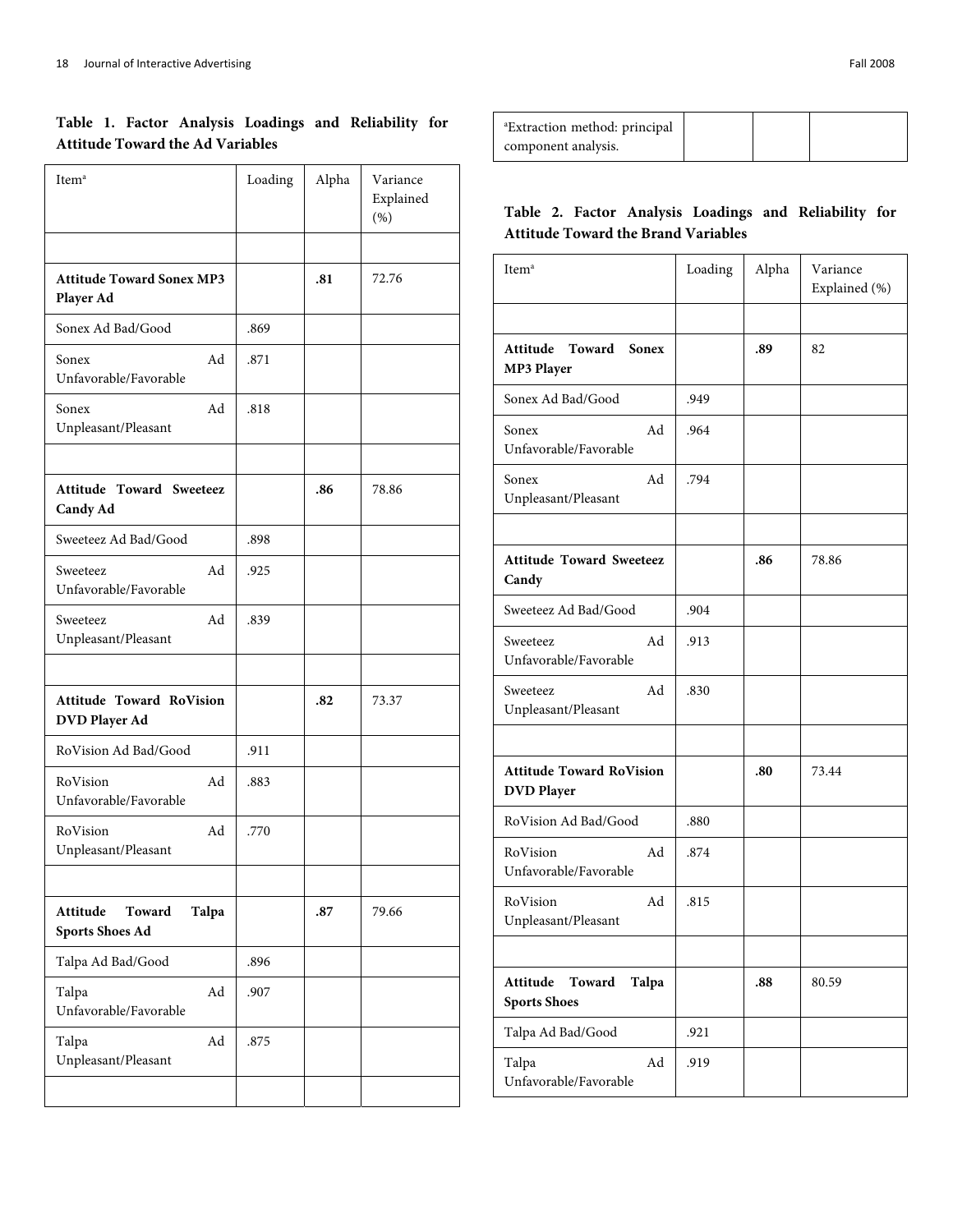**Table 1. Factor Analysis Loadings and Reliability for Attitude Toward the Ad Variables**

| Item[a] | Loading | Alpha | Variance Explained (%) |
|---|---|---|---|
| | | | |
| **Attitude Toward Sonex MP3 Player Ad** | | **.81** | 72.76 |
| Sonex Ad Bad/Good | .869 | | |
| Sonex Ad Unfavorable/Favorable | .871 | | |
| Sonex Ad Unpleasant/Pleasant | .818 | | |
| | | | |
| **Attitude Toward Sweeteez Candy Ad** | | **.86** | 78.86 |
| Sweeteez Ad Bad/Good | .898 | | |
| Sweeteez Ad Unfavorable/Favorable | .925 | | |
| Sweeteez Ad Unpleasant/Pleasant | .839 | | |
| | | | |
| **Attitude Toward RoVision DVD Player Ad** | | **.82** | 73.37 |
| RoVision Ad Bad/Good | .911 | | |
| RoVision Ad Unfavorable/Favorable | .883 | | |
| RoVision Ad Unpleasant/Pleasant | .770 | | |
| | | | |
| **Attitude Toward Talpa Sports Shoes Ad** | | **.87** | 79.66 |
| Talpa Ad Bad/Good | .896 | | |
| Talpa Ad Unfavorable/Favorable | .907 | | |
| Talpa Ad Unpleasant/Pleasant | .875 | | |
| | | | |
| [a]Extraction method: principal component analysis. | | | |

**Table 2. Factor Analysis Loadings and Reliability for Attitude Toward the Brand Variables**

| Item[a] | Loading | Alpha | Variance Explained (%) |
|---|---|---|---|
| | | | |
| **Attitude Toward Sonex MP3 Player** | | **.89** | 82 |
| Sonex Ad Bad/Good | .949 | | |
| Sonex Ad Unfavorable/Favorable | .964 | | |
| Sonex Ad Unpleasant/Pleasant | .794 | | |
| | | | |
| **Attitude Toward Sweeteez Candy** | | **.86** | 78.86 |
| Sweeteez Ad Bad/Good | .904 | | |
| Sweeteez Ad Unfavorable/Favorable | .913 | | |
| Sweeteez Ad Unpleasant/Pleasant | .830 | | |
| | | | |
| **Attitude Toward RoVision DVD Player** | | **.80** | 73.44 |
| RoVision Ad Bad/Good | .880 | | |
| RoVision Ad Unfavorable/Favorable | .874 | | |
| RoVision Ad Unpleasant/Pleasant | .815 | | |
| | | | |
| **Attitude Toward Talpa Sports Shoes** | | **.88** | 80.59 |
| Talpa Ad Bad/Good | .921 | | |
| Talpa Ad Unfavorable/Favorable | .919 | | |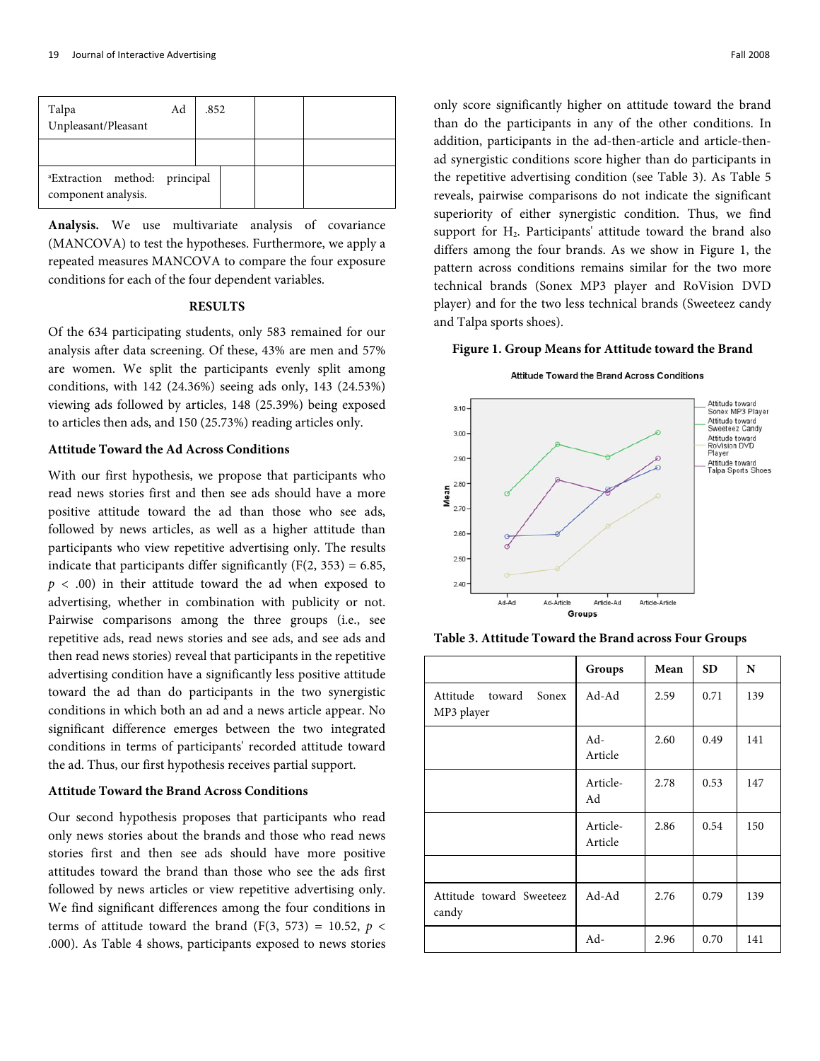| Talpa Unpleasant/Pleasant | Ad | .852 | | |
|---|---|---|---|---|
| | | | | |
| [a]Extraction method: principal component analysis. | | | | |

**Analysis.** We use multivariate analysis of covariance (MANCOVA) to test the hypotheses. Furthermore, we apply a repeated measures MANCOVA to compare the four exposure conditions for each of the four dependent variables.

## RESULTS

Of the 634 participating students, only 583 remained for our analysis after data screening. Of these, 43% are men and 57% are women. We split the participants evenly split among conditions, with 142 (24.36%) seeing ads only, 143 (24.53%) viewing ads followed by articles, 148 (25.39%) being exposed to articles then ads, and 150 (25.73%) reading articles only.

### Attitude Toward the Ad Across Conditions

With our first hypothesis, we propose that participants who read news stories first and then see ads should have a more positive attitude toward the ad than those who see ads, followed by news articles, as well as a higher attitude than participants who view repetitive advertising only. The results indicate that participants differ significantly ($F(2, 353) = 6.85$, $p < .00$) in their attitude toward the ad when exposed to advertising, whether in combination with publicity or not. Pairwise comparisons among the three groups (i.e., see repetitive ads, read news stories and see ads, and see ads and then read news stories) reveal that participants in the repetitive advertising condition have a significantly less positive attitude toward the ad than do participants in the two synergistic conditions in which both an ad and a news article appear. No significant difference emerges between the two integrated conditions in terms of participants' recorded attitude toward the ad. Thus, our first hypothesis receives partial support.

### Attitude Toward the Brand Across Conditions

Our second hypothesis proposes that participants who read only news stories about the brands and those who read news stories first and then see ads should have more positive attitudes toward the brand than those who see the ads first followed by news articles or view repetitive advertising only. We find significant differences among the four conditions in terms of attitude toward the brand ($F(3, 573) = 10.52$, $p < .000$). As Table 4 shows, participants exposed to news stories only score significantly higher on attitude toward the brand than do the participants in any of the other conditions. In addition, participants in the ad-then-article and article-then-ad synergistic conditions score higher than do participants in the repetitive advertising condition (see Table 3). As Table 5 reveals, pairwise comparisons do not indicate the significant superiority of either synergistic condition. Thus, we find support for $H_2$. Participants' attitude toward the brand also differs among the four brands. As we show in Figure 1, the pattern across conditions remains similar for the two more technical brands (Sonex MP3 player and RoVision DVD player) and for the two less technical brands (Sweeteez candy and Talpa sports shoes).

**Figure 1. Group Means for Attitude toward the Brand**

**Table 3. Attitude Toward the Brand across Four Groups**

| | Groups | Mean | SD | N |
|---|---|---|---|---|
| Attitude toward Sonex MP3 player | Ad-Ad | 2.59 | 0.71 | 139 |
| | Ad-Article | 2.60 | 0.49 | 141 |
| | Article-Ad | 2.78 | 0.53 | 147 |
| | Article-Article | 2.86 | 0.54 | 150 |
| | | | | |
| Attitude toward Sweeteez candy | Ad-Ad | 2.76 | 0.79 | 139 |
| | Ad- | 2.96 | 0.70 | 141 |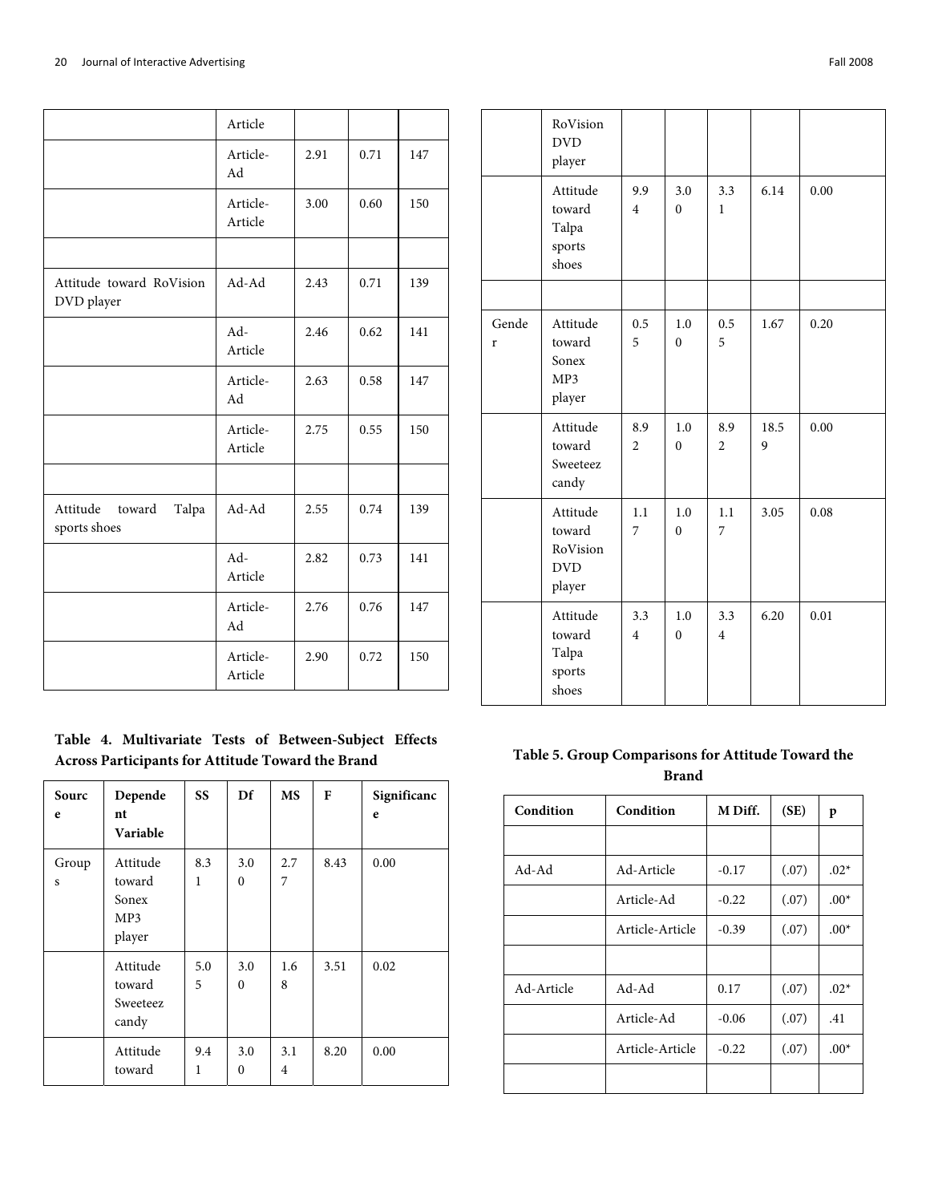| | Article | | | |
|---|---|---|---|---|
| | Article-Ad | 2.91 | 0.71 | 147 |
| | Article-Article | 3.00 | 0.60 | 150 |
| | | | | |
| Attitude toward RoVision DVD player | Ad-Ad | 2.43 | 0.71 | 139 |
| | Ad-Article | 2.46 | 0.62 | 141 |
| | Article-Ad | 2.63 | 0.58 | 147 |
| | Article-Article | 2.75 | 0.55 | 150 |
| | | | | |
| Attitude toward Talpa sports shoes | Ad-Ad | 2.55 | 0.74 | 139 |
| | Ad-Article | 2.82 | 0.73 | 141 |
| | Article-Ad | 2.76 | 0.76 | 147 |
| | Article-Article | 2.90 | 0.72 | 150 |

**Table 4. Multivariate Tests of Between-Subject Effects Across Participants for Attitude Toward the Brand**

| Source | Dependent Variable | SS | Df | MS | F | Significance |
|---|---|---|---|---|---|---|
| Groups | Attitude toward Sonex MP3 player | 8.31 | 3.00 | 2.77 | 8.43 | 0.00 |
| | Attitude toward Sweeteez candy | 5.05 | 3.00 | 1.68 | 3.51 | 0.02 |
| | Attitude toward RoVision DVD player | 9.41 | 3.00 | 3.14 | 8.20 | 0.00 |
| | Attitude toward Talpa sports shoes | 9.94 | 3.00 | 3.31 | 6.14 | 0.00 |
| | | | | | | |
| Gender | Attitude toward Sonex MP3 player | 0.55 | 1.00 | 0.55 | 1.67 | 0.20 |
| | Attitude toward Sweeteez candy | 8.92 | 1.00 | 8.92 | 18.59 | 0.00 |
| | Attitude toward RoVision DVD player | 1.17 | 1.00 | 1.17 | 3.05 | 0.08 |
| | Attitude toward Talpa sports shoes | 3.34 | 1.00 | 3.34 | 6.20 | 0.01 |

**Table 5. Group Comparisons for Attitude Toward the Brand**

| Condition | Condition | M Diff. | (SE) | p |
|---|---|---|---|---|
| | | | | |
| Ad-Ad | Ad-Article | -0.17 | (.07) | .02* |
| | Article-Ad | -0.22 | (.07) | .00* |
| | Article-Article | -0.39 | (.07) | .00* |
| | | | | |
| Ad-Article | Ad-Ad | 0.17 | (.07) | .02* |
| | Article-Ad | -0.06 | (.07) | .41 |
| | Article-Article | -0.22 | (.07) | .00* |
| | | | | |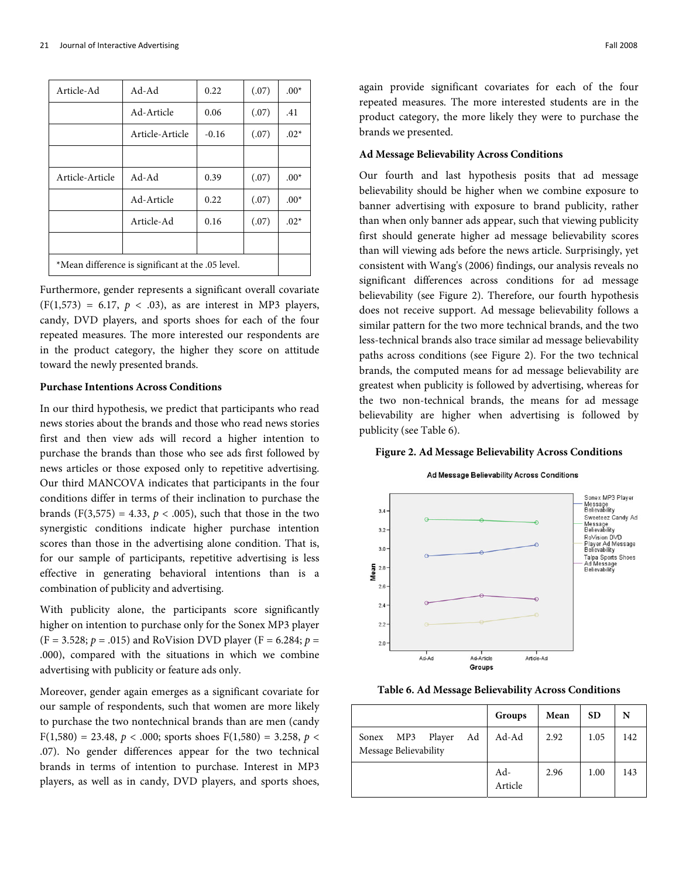| Article-Ad | Ad-Ad | 0.22 | (.07) | .00* |
|---|---|---|---|---|
| | Ad-Article | 0.06 | (.07) | .41 |
| | Article-Article | -0.16 | (.07) | .02* |
| | | | | |
| Article-Article | Ad-Ad | 0.39 | (.07) | .00* |
| | Ad-Article | 0.22 | (.07) | .00* |
| | Article-Ad | 0.16 | (.07) | .02* |
| | | | | |
| *Mean difference is significant at the .05 level. | | | | |

Furthermore, gender represents a significant overall covariate ($F(1,573) = 6.17$, $p < .03$), as are interest in MP3 players, candy, DVD players, and sports shoes for each of the four repeated measures. The more interested our respondents are in the product category, the higher they score on attitude toward the newly presented brands.

**Purchase Intentions Across Conditions**

In our third hypothesis, we predict that participants who read news stories about the brands and those who read news stories first and then view ads will record a higher intention to purchase the brands than those who see ads first followed by news articles or those exposed only to repetitive advertising. Our third MANCOVA indicates that participants in the four conditions differ in terms of their inclination to purchase the brands ($F(3,575) = 4.33$, $p < .005$), such that those in the two synergistic conditions indicate higher purchase intention scores than those in the advertising alone condition. That is, for our sample of participants, repetitive advertising is less effective in generating behavioral intentions than is a combination of publicity and advertising.

With publicity alone, the participants score significantly higher on intention to purchase only for the Sonex MP3 player ($F = 3.528$; $p = .015$) and RoVision DVD player ($F = 6.284$; $p = .000$), compared with the situations in which we combine advertising with publicity or feature ads only.

Moreover, gender again emerges as a significant covariate for our sample of respondents, such that women are more likely to purchase the two nontechnical brands than are men (candy $F(1,580) = 23.48$, $p < .000$; sports shoes $F(1,580) = 3.258$, $p < .07$). No gender differences appear for the two technical brands in terms of intention to purchase. Interest in MP3 players, as well as in candy, DVD players, and sports shoes, again provide significant covariates for each of the four repeated measures. The more interested students are in the product category, the more likely they were to purchase the brands we presented.

**Ad Message Believability Across Conditions**

Our fourth and last hypothesis posits that ad message believability should be higher when we combine exposure to banner advertising with exposure to brand publicity, rather than when only banner ads appear, such that viewing publicity first should generate higher ad message believability scores than will viewing ads before the news article. Surprisingly, yet consistent with Wang's (2006) findings, our analysis reveals no significant differences across conditions for ad message believability (see Figure 2). Therefore, our fourth hypothesis does not receive support. Ad message believability follows a similar pattern for the two more technical brands, and the two less-technical brands also trace similar ad message believability paths across conditions (see Figure 2). For the two technical brands, the computed means for ad message believability are greatest when publicity is followed by advertising, whereas for the two non-technical brands, the means for ad message believability are higher when advertising is followed by publicity (see Table 6).

**Figure 2. Ad Message Believability Across Conditions**

**Table 6. Ad Message Believability Across Conditions**

| | Groups | Mean | SD | N |
|---|---|---|---|---|
| Sonex MP3 Player Ad Message Believability | Ad-Ad | 2.92 | 1.05 | 142 |
| | Ad-Article | 2.96 | 1.00 | 143 |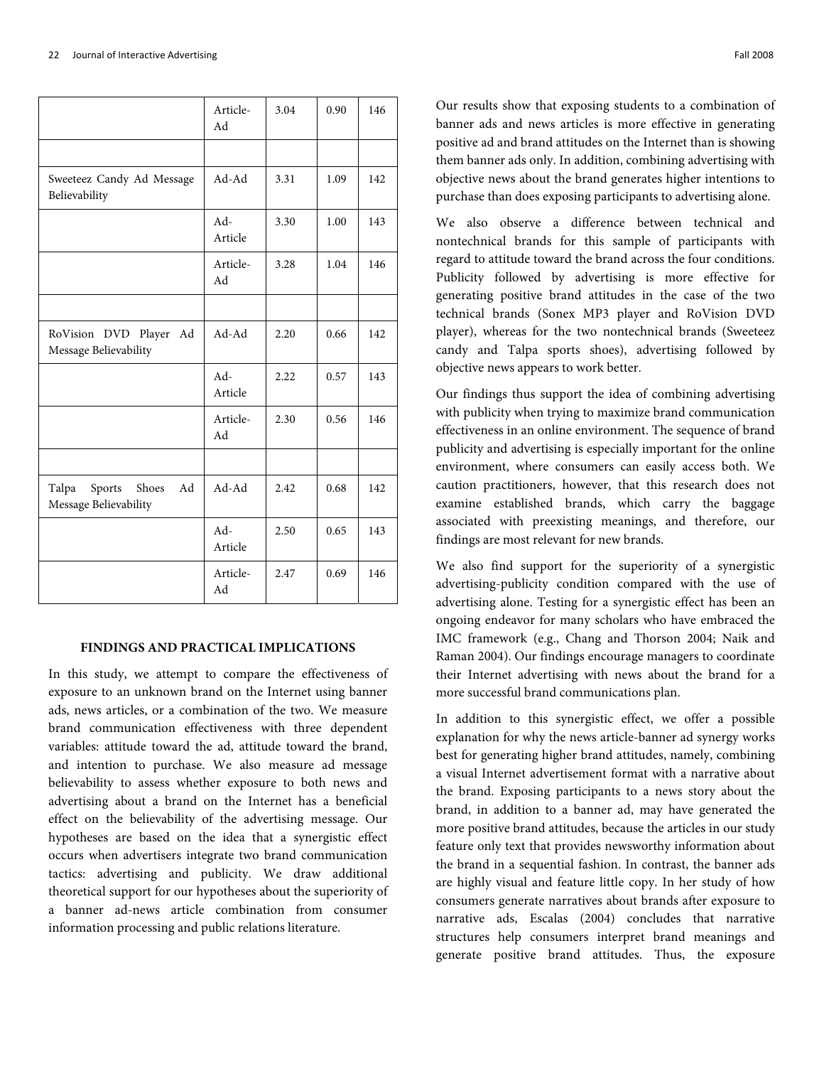| | | | | |
|---|---|---|---|---|
| | Article-Ad | 3.04 | 0.90 | 146 |
| | | | | |
| Sweeteez Candy Ad Message Believability | Ad-Ad | 3.31 | 1.09 | 142 |
| | Ad-Article | 3.30 | 1.00 | 143 |
| | Article-Ad | 3.28 | 1.04 | 146 |
| | | | | |
| RoVision DVD Player Ad Message Believability | Ad-Ad | 2.20 | 0.66 | 142 |
| | Ad-Article | 2.22 | 0.57 | 143 |
| | Article-Ad | 2.30 | 0.56 | 146 |
| | | | | |
| Talpa Sports Shoes Ad Message Believability | Ad-Ad | 2.42 | 0.68 | 142 |
| | Ad-Article | 2.50 | 0.65 | 143 |
| | Article-Ad | 2.47 | 0.69 | 146 |

## FINDINGS AND PRACTICAL IMPLICATIONS

In this study, we attempt to compare the effectiveness of exposure to an unknown brand on the Internet using banner ads, news articles, or a combination of the two. We measure brand communication effectiveness with three dependent variables: attitude toward the ad, attitude toward the brand, and intention to purchase. We also measure ad message believability to assess whether exposure to both news and advertising about a brand on the Internet has a beneficial effect on the believability of the advertising message. Our hypotheses are based on the idea that a synergistic effect occurs when advertisers integrate two brand communication tactics: advertising and publicity. We draw additional theoretical support for our hypotheses about the superiority of a banner ad-news article combination from consumer information processing and public relations literature.

Our results show that exposing students to a combination of banner ads and news articles is more effective in generating positive ad and brand attitudes on the Internet than is showing them banner ads only. In addition, combining advertising with objective news about the brand generates higher intentions to purchase than does exposing participants to advertising alone.

We also observe a difference between technical and nontechnical brands for this sample of participants with regard to attitude toward the brand across the four conditions. Publicity followed by advertising is more effective for generating positive brand attitudes in the case of the two technical brands (Sonex MP3 player and RoVision DVD player), whereas for the two nontechnical brands (Sweeteez candy and Talpa sports shoes), advertising followed by objective news appears to work better.

Our findings thus support the idea of combining advertising with publicity when trying to maximize brand communication effectiveness in an online environment. The sequence of brand publicity and advertising is especially important for the online environment, where consumers can easily access both. We caution practitioners, however, that this research does not examine established brands, which carry the baggage associated with preexisting meanings, and therefore, our findings are most relevant for new brands.

We also find support for the superiority of a synergistic advertising-publicity condition compared with the use of advertising alone. Testing for a synergistic effect has been an ongoing endeavor for many scholars who have embraced the IMC framework (e.g., Chang and Thorson 2004; Naik and Raman 2004). Our findings encourage managers to coordinate their Internet advertising with news about the brand for a more successful brand communications plan.

In addition to this synergistic effect, we offer a possible explanation for why the news article-banner ad synergy works best for generating higher brand attitudes, namely, combining a visual Internet advertisement format with a narrative about the brand. Exposing participants to a news story about the brand, in addition to a banner ad, may have generated the more positive brand attitudes, because the articles in our study feature only text that provides newsworthy information about the brand in a sequential fashion. In contrast, the banner ads are highly visual and feature little copy. In her study of how consumers generate narratives about brands after exposure to narrative ads, Escalas (2004) concludes that narrative structures help consumers interpret brand meanings and generate positive brand attitudes. Thus, the exposure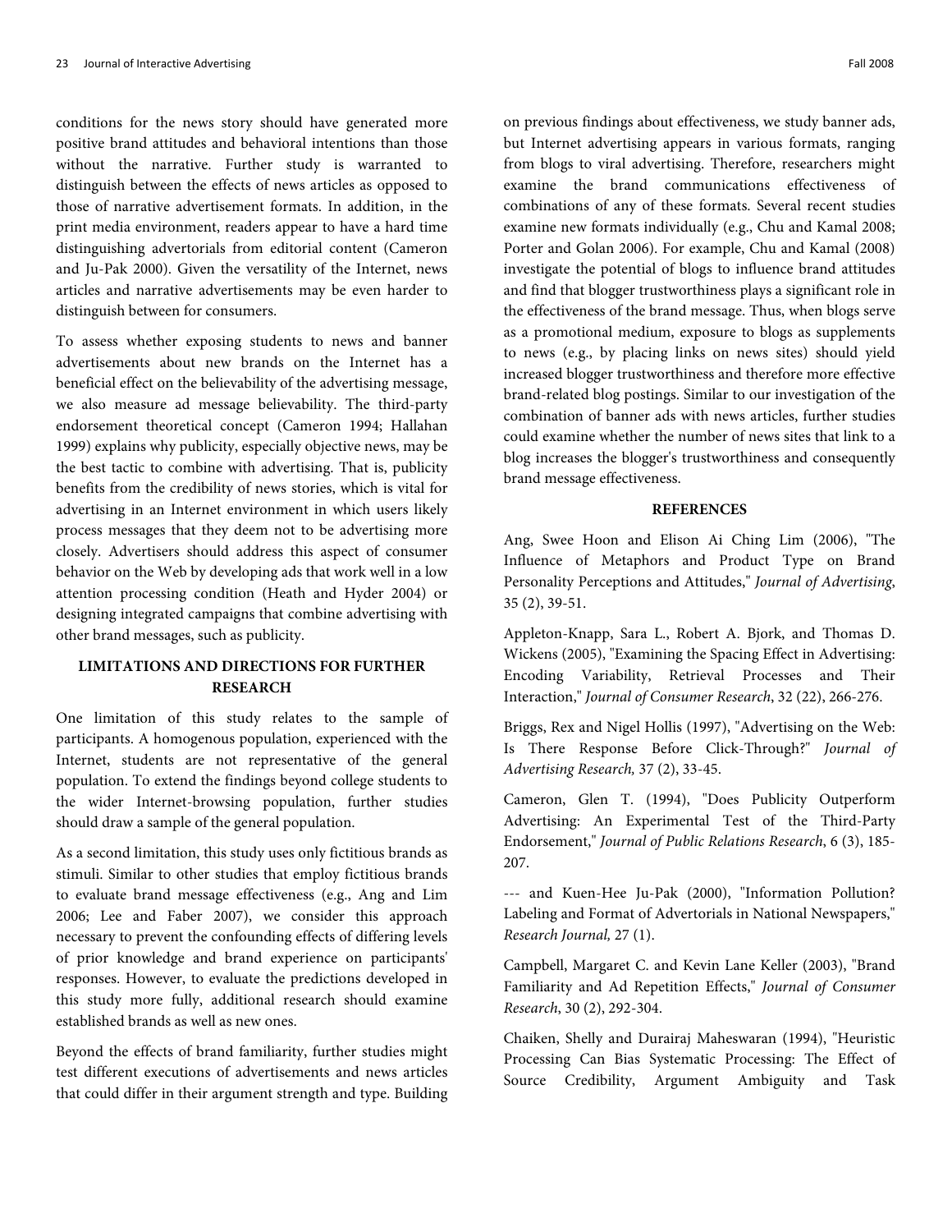conditions for the news story should have generated more positive brand attitudes and behavioral intentions than those without the narrative. Further study is warranted to distinguish between the effects of news articles as opposed to those of narrative advertisement formats. In addition, in the print media environment, readers appear to have a hard time distinguishing advertorials from editorial content (Cameron and Ju-Pak 2000). Given the versatility of the Internet, news articles and narrative advertisements may be even harder to distinguish between for consumers.

To assess whether exposing students to news and banner advertisements about new brands on the Internet has a beneficial effect on the believability of the advertising message, we also measure ad message believability. The third-party endorsement theoretical concept (Cameron 1994; Hallahan 1999) explains why publicity, especially objective news, may be the best tactic to combine with advertising. That is, publicity benefits from the credibility of news stories, which is vital for advertising in an Internet environment in which users likely process messages that they deem not to be advertising more closely. Advertisers should address this aspect of consumer behavior on the Web by developing ads that work well in a low attention processing condition (Heath and Hyder 2004) or designing integrated campaigns that combine advertising with other brand messages, such as publicity.

## LIMITATIONS AND DIRECTIONS FOR FURTHER RESEARCH

One limitation of this study relates to the sample of participants. A homogenous population, experienced with the Internet, students are not representative of the general population. To extend the findings beyond college students to the wider Internet-browsing population, further studies should draw a sample of the general population.

As a second limitation, this study uses only fictitious brands as stimuli. Similar to other studies that employ fictitious brands to evaluate brand message effectiveness (e.g., Ang and Lim 2006; Lee and Faber 2007), we consider this approach necessary to prevent the confounding effects of differing levels of prior knowledge and brand experience on participants' responses. However, to evaluate the predictions developed in this study more fully, additional research should examine established brands as well as new ones.

Beyond the effects of brand familiarity, further studies might test different executions of advertisements and news articles that could differ in their argument strength and type. Building on previous findings about effectiveness, we study banner ads, but Internet advertising appears in various formats, ranging from blogs to viral advertising. Therefore, researchers might examine the brand communications effectiveness of combinations of any of these formats. Several recent studies examine new formats individually (e.g., Chu and Kamal 2008; Porter and Golan 2006). For example, Chu and Kamal (2008) investigate the potential of blogs to influence brand attitudes and find that blogger trustworthiness plays a significant role in the effectiveness of the brand message. Thus, when blogs serve as a promotional medium, exposure to blogs as supplements to news (e.g., by placing links on news sites) should yield increased blogger trustworthiness and therefore more effective brand-related blog postings. Similar to our investigation of the combination of banner ads with news articles, further studies could examine whether the number of news sites that link to a blog increases the blogger's trustworthiness and consequently brand message effectiveness.

## REFERENCES

Ang, Swee Hoon and Elison Ai Ching Lim (2006), "The Influence of Metaphors and Product Type on Brand Personality Perceptions and Attitudes," *Journal of Advertising*, 35 (2), 39-51.

Appleton-Knapp, Sara L., Robert A. Bjork, and Thomas D. Wickens (2005), "Examining the Spacing Effect in Advertising: Encoding Variability, Retrieval Processes and Their Interaction," *Journal of Consumer Research*, 32 (22), 266-276.

Briggs, Rex and Nigel Hollis (1997), "Advertising on the Web: Is There Response Before Click-Through?" *Journal of Advertising Research,* 37 (2), 33-45.

Cameron, Glen T. (1994), "Does Publicity Outperform Advertising: An Experimental Test of the Third-Party Endorsement," *Journal of Public Relations Research*, 6 (3), 185-207.

--- and Kuen-Hee Ju-Pak (2000), "Information Pollution? Labeling and Format of Advertorials in National Newspapers," *Research Journal,* 27 (1).

Campbell, Margaret C. and Kevin Lane Keller (2003), "Brand Familiarity and Ad Repetition Effects," *Journal of Consumer Research*, 30 (2), 292-304.

Chaiken, Shelly and Durairaj Maheswaran (1994), "Heuristic Processing Can Bias Systematic Processing: The Effect of Source Credibility, Argument Ambiguity and Task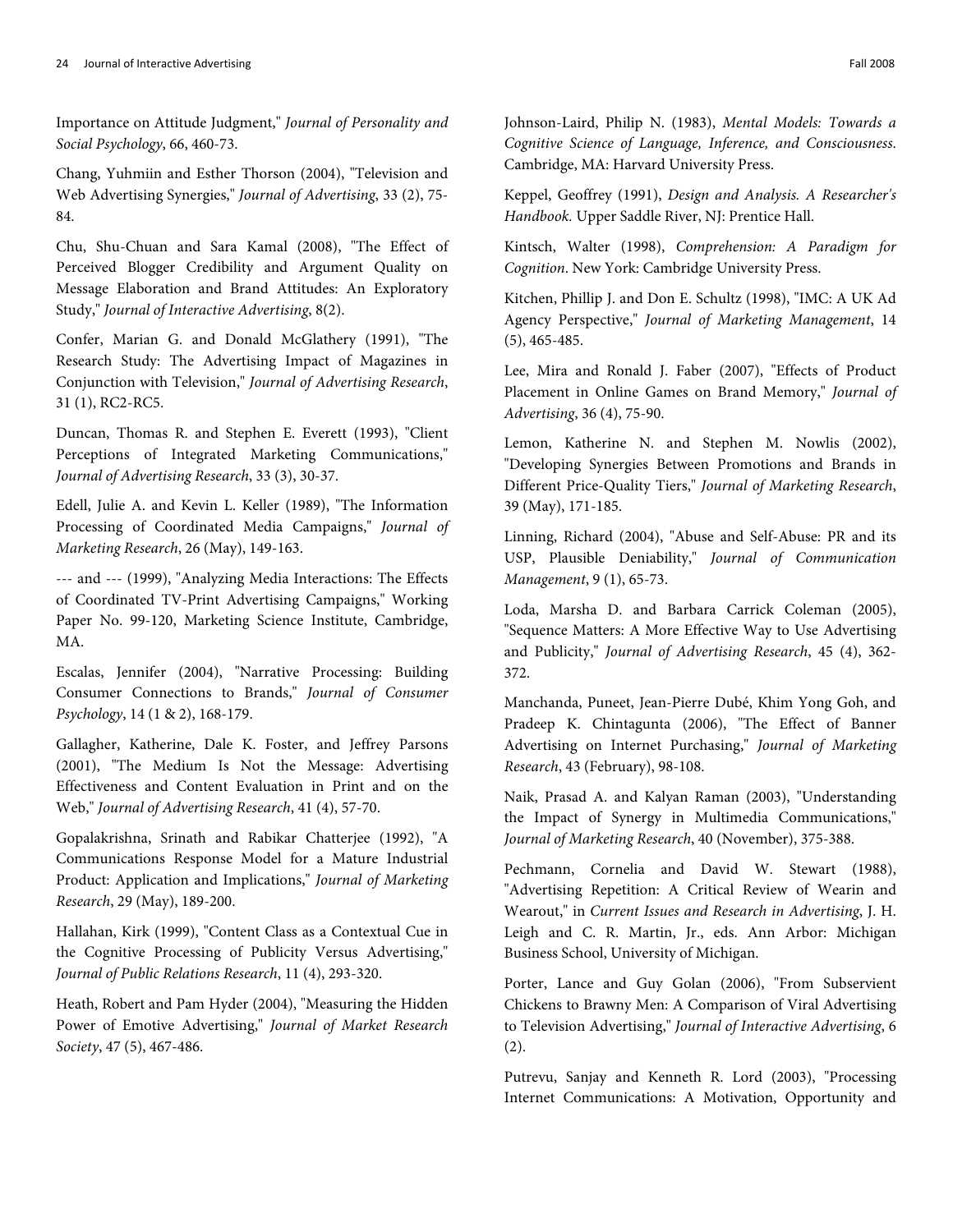Importance on Attitude Judgment," *Journal of Personality and Social Psychology*, 66, 460-73.

Chang, Yuhmiin and Esther Thorson (2004), "Television and Web Advertising Synergies," *Journal of Advertising*, 33 (2), 75-84.

Chu, Shu-Chuan and Sara Kamal (2008), "The Effect of Perceived Blogger Credibility and Argument Quality on Message Elaboration and Brand Attitudes: An Exploratory Study," *Journal of Interactive Advertising*, 8(2).

Confer, Marian G. and Donald McGlathery (1991), "The Research Study: The Advertising Impact of Magazines in Conjunction with Television," *Journal of Advertising Research*, 31 (1), RC2-RC5.

Duncan, Thomas R. and Stephen E. Everett (1993), "Client Perceptions of Integrated Marketing Communications," *Journal of Advertising Research*, 33 (3), 30-37.

Edell, Julie A. and Kevin L. Keller (1989), "The Information Processing of Coordinated Media Campaigns," *Journal of Marketing Research*, 26 (May), 149-163.

--- and --- (1999), "Analyzing Media Interactions: The Effects of Coordinated TV-Print Advertising Campaigns," Working Paper No. 99-120, Marketing Science Institute, Cambridge, MA.

Escalas, Jennifer (2004), "Narrative Processing: Building Consumer Connections to Brands," *Journal of Consumer Psychology*, 14 (1 & 2), 168-179.

Gallagher, Katherine, Dale K. Foster, and Jeffrey Parsons (2001), "The Medium Is Not the Message: Advertising Effectiveness and Content Evaluation in Print and on the Web," *Journal of Advertising Research*, 41 (4), 57-70.

Gopalakrishna, Srinath and Rabikar Chatterjee (1992), "A Communications Response Model for a Mature Industrial Product: Application and Implications," *Journal of Marketing Research*, 29 (May), 189-200.

Hallahan, Kirk (1999), "Content Class as a Contextual Cue in the Cognitive Processing of Publicity Versus Advertising," *Journal of Public Relations Research*, 11 (4), 293-320.

Heath, Robert and Pam Hyder (2004), "Measuring the Hidden Power of Emotive Advertising," *Journal of Market Research Society*, 47 (5), 467-486.

Johnson-Laird, Philip N. (1983), *Mental Models: Towards a Cognitive Science of Language, Inference, and Consciousness*. Cambridge, MA: Harvard University Press.

Keppel, Geoffrey (1991), *Design and Analysis. A Researcher's Handbook.* Upper Saddle River, NJ: Prentice Hall.

Kintsch, Walter (1998), *Comprehension: A Paradigm for Cognition*. New York: Cambridge University Press.

Kitchen, Phillip J. and Don E. Schultz (1998), "IMC: A UK Ad Agency Perspective," *Journal of Marketing Management*, 14 (5), 465-485.

Lee, Mira and Ronald J. Faber (2007), "Effects of Product Placement in Online Games on Brand Memory," *Journal of Advertising*, 36 (4), 75-90.

Lemon, Katherine N. and Stephen M. Nowlis (2002), "Developing Synergies Between Promotions and Brands in Different Price-Quality Tiers," *Journal of Marketing Research*, 39 (May), 171-185.

Linning, Richard (2004), "Abuse and Self-Abuse: PR and its USP, Plausible Deniability," *Journal of Communication Management*, 9 (1), 65-73.

Loda, Marsha D. and Barbara Carrick Coleman (2005), "Sequence Matters: A More Effective Way to Use Advertising and Publicity," *Journal of Advertising Research*, 45 (4), 362-372.

Manchanda, Puneet, Jean-Pierre Dubé, Khim Yong Goh, and Pradeep K. Chintagunta (2006), "The Effect of Banner Advertising on Internet Purchasing," *Journal of Marketing Research*, 43 (February), 98-108.

Naik, Prasad A. and Kalyan Raman (2003), "Understanding the Impact of Synergy in Multimedia Communications," *Journal of Marketing Research*, 40 (November), 375-388.

Pechmann, Cornelia and David W. Stewart (1988), "Advertising Repetition: A Critical Review of Wearin and Wearout," in *Current Issues and Research in Advertising*, J. H. Leigh and C. R. Martin, Jr., eds. Ann Arbor: Michigan Business School, University of Michigan.

Porter, Lance and Guy Golan (2006), "From Subservient Chickens to Brawny Men: A Comparison of Viral Advertising to Television Advertising," *Journal of Interactive Advertising*, 6 (2).

Putrevu, Sanjay and Kenneth R. Lord (2003), "Processing Internet Communications: A Motivation, Opportunity and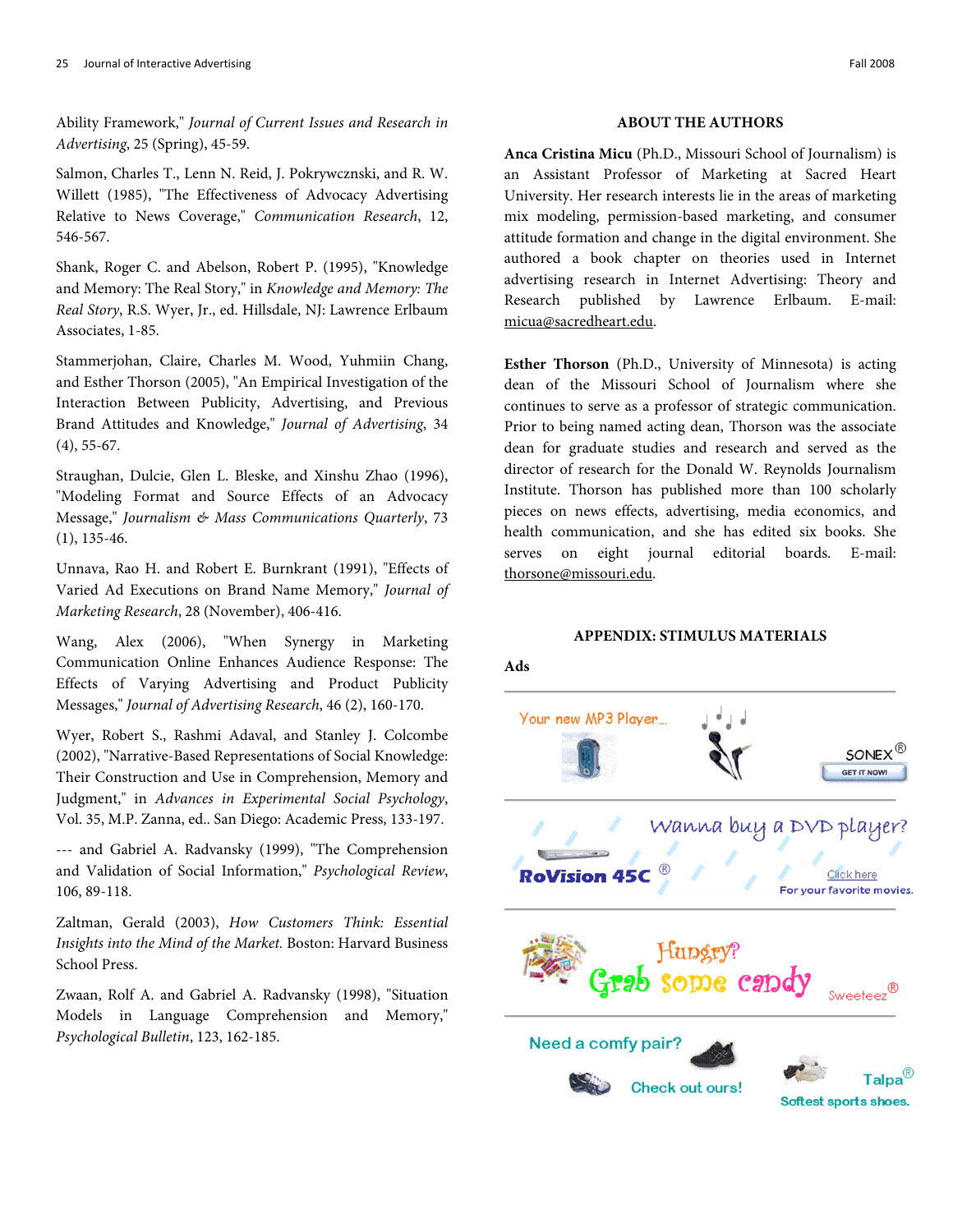Ability Framework," *Journal of Current Issues and Research in Advertising*, 25 (Spring), 45-59.

Salmon, Charles T., Lenn N. Reid, J. Pokrywcznski, and R. W. Willett (1985), "The Effectiveness of Advocacy Advertising Relative to News Coverage," *Communication Research*, 12, 546-567.

Shank, Roger C. and Abelson, Robert P. (1995), "Knowledge and Memory: The Real Story," in *Knowledge and Memory: The Real Story*, R.S. Wyer, Jr., ed. Hillsdale, NJ: Lawrence Erlbaum Associates, 1-85.

Stammerjohan, Claire, Charles M. Wood, Yuhmiin Chang, and Esther Thorson (2005), "An Empirical Investigation of the Interaction Between Publicity, Advertising, and Previous Brand Attitudes and Knowledge," *Journal of Advertising*, 34 (4), 55-67.

Straughan, Dulcie, Glen L. Bleske, and Xinshu Zhao (1996), "Modeling Format and Source Effects of an Advocacy Message," *Journalism & Mass Communications Quarterly*, 73 (1), 135-46.

Unnava, Rao H. and Robert E. Burnkrant (1991), "Effects of Varied Ad Executions on Brand Name Memory," *Journal of Marketing Research*, 28 (November), 406-416.

Wang, Alex (2006), "When Synergy in Marketing Communication Online Enhances Audience Response: The Effects of Varying Advertising and Product Publicity Messages," *Journal of Advertising Research*, 46 (2), 160-170.

Wyer, Robert S., Rashmi Adaval, and Stanley J. Colcombe (2002), "Narrative-Based Representations of Social Knowledge: Their Construction and Use in Comprehension, Memory and Judgment," in *Advances in Experimental Social Psychology*, Vol. 35, M.P. Zanna, ed.. San Diego: Academic Press, 133-197.

--- and Gabriel A. Radvansky (1999), "The Comprehension and Validation of Social Information," *Psychological Review*, 106, 89-118.

Zaltman, Gerald (2003), *How Customers Think: Essential Insights into the Mind of the Market.* Boston: Harvard Business School Press.

Zwaan, Rolf A. and Gabriel A. Radvansky (1998), "Situation Models in Language Comprehension and Memory," *Psychological Bulletin*, 123, 162-185.

## ABOUT THE AUTHORS

**Anca Cristina Micu** (Ph.D., Missouri School of Journalism) is an Assistant Professor of Marketing at Sacred Heart University. Her research interests lie in the areas of marketing mix modeling, permission-based marketing, and consumer attitude formation and change in the digital environment. She authored a book chapter on theories used in Internet advertising research in Internet Advertising: Theory and Research published by Lawrence Erlbaum. E-mail: micua@sacredheart.edu.

**Esther Thorson** (Ph.D., University of Minnesota) is acting dean of the Missouri School of Journalism where she continues to serve as a professor of strategic communication. Prior to being named acting dean, Thorson was the associate dean for graduate studies and research and served as the director of research for the Donald W. Reynolds Journalism Institute. Thorson has published more than 100 scholarly pieces on news effects, advertising, media economics, and health communication, and she has edited six books. She serves on eight journal editorial boards. E-mail: thorsone@missouri.edu.

## APPENDIX: STIMULUS MATERIALS

**Ads**

Your new MP3 Player... SONEX® GET IT NOW!

Wanna buy a DVD player? RoVision 45C® Click here For your favorite movies.

Hungry? Grab some candy Sweeteez®

Need a comfy pair? Check out ours! Talpa® Softest sports shoes.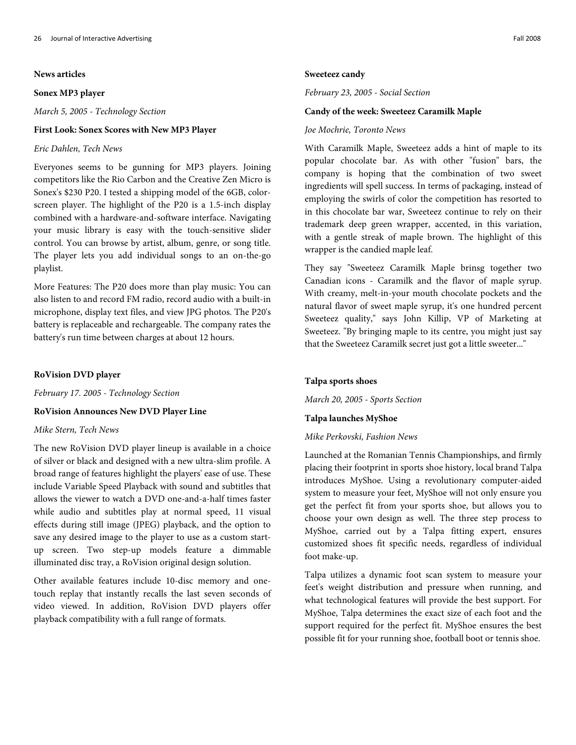**News articles**

**Sonex MP3 player**

*March 5, 2005 - Technology Section*

**First Look: Sonex Scores with New MP3 Player**

*Eric Dahlen, Tech News*

Everyones seems to be gunning for MP3 players. Joining competitors like the Rio Carbon and the Creative Zen Micro is Sonex's $230 P20. I tested a shipping model of the 6GB, color-screen player. The highlight of the P20 is a 1.5-inch display combined with a hardware-and-software interface. Navigating your music library is easy with the touch-sensitive slider control. You can browse by artist, album, genre, or song title. The player lets you add individual songs to an on-the-go playlist.

More Features: The P20 does more than play music: You can also listen to and record FM radio, record audio with a built-in microphone, display text files, and view JPG photos. The P20's battery is replaceable and rechargeable. The company rates the battery's run time between charges at about 12 hours.

**RoVision DVD player**

*February 17. 2005 - Technology Section*

**RoVision Announces New DVD Player Line**

*Mike Stern, Tech News*

The new RoVision DVD player lineup is available in a choice of silver or black and designed with a new ultra-slim profile. A broad range of features highlight the players' ease of use. These include Variable Speed Playback with sound and subtitles that allows the viewer to watch a DVD one-and-a-half times faster while audio and subtitles play at normal speed, 11 visual effects during still image (JPEG) playback, and the option to save any desired image to the player to use as a custom start-up screen. Two step-up models feature a dimmable illuminated disc tray, a RoVision original design solution.

Other available features include 10-disc memory and one-touch replay that instantly recalls the last seven seconds of video viewed. In addition, RoVision DVD players offer playback compatibility with a full range of formats.

**Sweeteez candy**

*February 23, 2005 - Social Section*

**Candy of the week: Sweeteez Caramilk Maple**

*Joe Mochrie, Toronto News*

With Caramilk Maple, Sweeteez adds a hint of maple to its popular chocolate bar. As with other "fusion" bars, the company is hoping that the combination of two sweet ingredients will spell success. In terms of packaging, instead of employing the swirls of color the competition has resorted to in this chocolate bar war, Sweeteez continue to rely on their trademark deep green wrapper, accented, in this variation, with a gentle streak of maple brown. The highlight of this wrapper is the candied maple leaf.

They say "Sweeteez Caramilk Maple brinsg together two Canadian icons - Caramilk and the flavor of maple syrup. With creamy, melt-in-your mouth chocolate pockets and the natural flavor of sweet maple syrup, it's one hundred percent Sweeteez quality," says John Killip, VP of Marketing at Sweeteez. "By bringing maple to its centre, you might just say that the Sweeteez Caramilk secret just got a little sweeter..."

**Talpa sports shoes**

*March 20, 2005 - Sports Section*

**Talpa launches MyShoe**

*Mike Perkovski, Fashion News*

Launched at the Romanian Tennis Championships, and firmly placing their footprint in sports shoe history, local brand Talpa introduces MyShoe. Using a revolutionary computer-aided system to measure your feet, MyShoe will not only ensure you get the perfect fit from your sports shoe, but allows you to choose your own design as well. The three step process to MyShoe, carried out by a Talpa fitting expert, ensures customized shoes fit specific needs, regardless of individual foot make-up.

Talpa utilizes a dynamic foot scan system to measure your feet's weight distribution and pressure when running, and what technological features will provide the best support. For MyShoe, Talpa determines the exact size of each foot and the support required for the perfect fit. MyShoe ensures the best possible fit for your running shoe, football boot or tennis shoe.